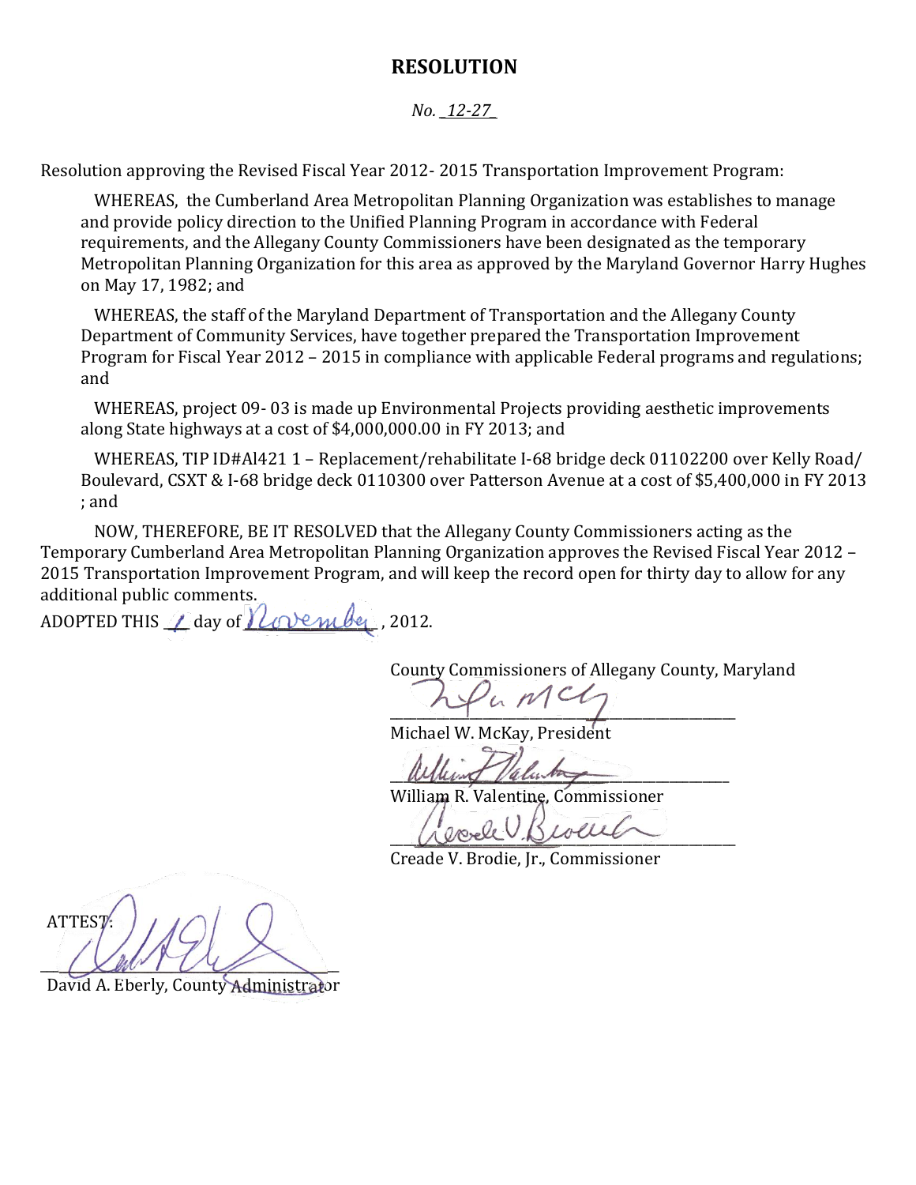# RESOLUTION

*No. _12-27_*

Resolution approving the Revised Fiscal Year 2012- 2015 Transportation Improvement Program:

WHEREAS, the Cumberland Area Metropolitan Planning Organization was establishes to manage and provide policy direction to the Unified Planning Program in accordance with Federal requirements, and the Allegany County Commissioners have been designated as the temporary Metropolitan Planning Organization for this area as approved by the Maryland Governor Harry Hughes on May 17, 1982; and

WHEREAS, the staff of the Maryland Department of Transportation and the Allegany County Department of Community Services, have together prepared the Transportation Improvement Program for Fiscal Year 2012 – 2015 in compliance with applicable Federal programs and regulations; and

WHEREAS, project 09- 03 is made up Environmental Projects providing aesthetic improvements along State highways at a cost of $4,000,000.00 in FY 2013; and

WHEREAS, TIP ID#Al421 1 – Replacement/rehabilitate I-68 bridge deck 01102200 over Kelly Road/ Boulevard, CSXT & I-68 bridge deck 0110300 over Patterson Avenue at a cost of $5,400,000 in FY 2013 ; and

NOW, THEREFORE, BE IT RESOLVED that the Allegany County Commissioners acting as the Temporary Cumberland Area Metropolitan Planning Organization approves the Revised Fiscal Year 2012 – 2015 Transportation Improvement Program, and will keep the record open for thirty day to allow for any additional public comments.

ADOPTED THIS _1_ day of _November_, 2012.

County Commissioners of Allegany County, Maryland

_______________________________
Michael W. McKay, President

_______________________________
William R. Valentine, Commissioner

_______________________________
Creade V. Brodie, Jr., Commissioner

ATTEST:

_______________________________
David A. Eberly, County Administrator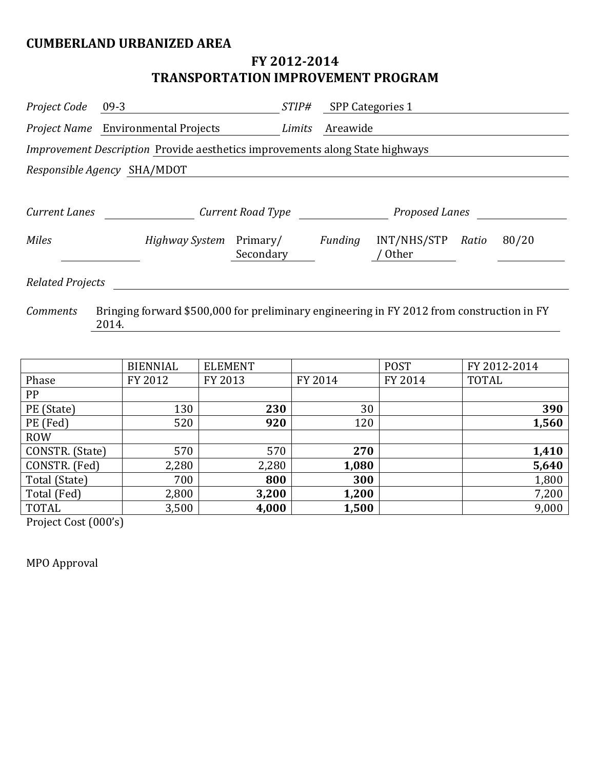# CUMBERLAND URBANIZED AREA

## FY 2012-2014
## TRANSPORTATION IMPROVEMENT PROGRAM

*Project Code* 09-3 *STIP#* SPP Categories 1

*Project Name* Environmental Projects *Limits* Areawide

*Improvement Description* Provide aesthetics improvements along State highways

*Responsible Agency* SHA/MDOT

*Current Lanes* *Current Road Type* *Proposed Lanes*

*Miles* *Highway System* Primary/ Secondary *Funding* INT/NHS/STP / Other *Ratio* 80/20

*Related Projects*

*Comments* Bringing forward $500,000 for preliminary engineering in FY 2012 from construction in FY 2014.

| | BIENNIAL | ELEMENT | | POST | FY 2012-2014 |
|---|---|---|---|---|---|
| Phase | FY 2012 | FY 2013 | FY 2014 | FY 2014 | TOTAL |
| PP | | | | | |
| PE (State) | 130 | **230** | 30 | | **390** |
| PE (Fed) | 520 | **920** | 120 | | **1,560** |
| ROW | | | | | |
| CONSTR. (State) | 570 | 570 | **270** | | **1,410** |
| CONSTR. (Fed) | 2,280 | 2,280 | **1,080** | | **5,640** |
| Total (State) | 700 | **800** | **300** | | 1,800 |
| Total (Fed) | 2,800 | **3,200** | **1,200** | | 7,200 |
| TOTAL | 3,500 | **4,000** | **1,500** | | 9,000 |

Project Cost (000's)

MPO Approval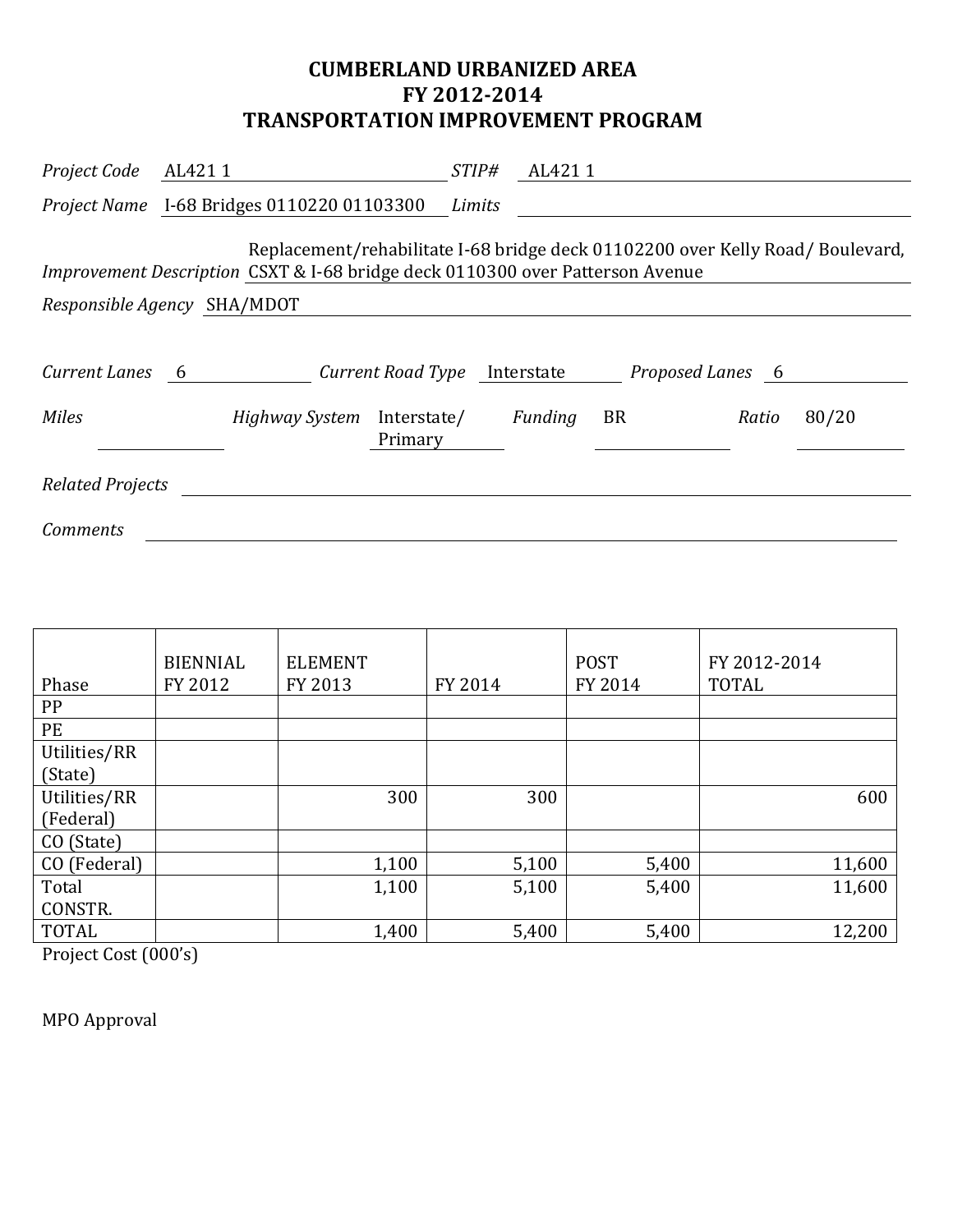# CUMBERLAND URBANIZED AREA
# FY 2012-2014
# TRANSPORTATION IMPROVEMENT PROGRAM

*Project Code* AL421 1 *STIP#* AL421 1

*Project Name* I-68 Bridges 0110220 01103300 *Limits*

*Improvement Description* Replacement/rehabilitate I-68 bridge deck 01102200 over Kelly Road/ Boulevard, CSXT & I-68 bridge deck 0110300 over Patterson Avenue

*Responsible Agency* SHA/MDOT

*Current Lanes* 6 *Current Road Type* Interstate *Proposed Lanes* 6

*Miles* *Highway System* Interstate/ Primary *Funding* BR *Ratio* 80/20

*Related Projects*

*Comments*

| Phase | BIENNIAL FY 2012 | ELEMENT FY 2013 | FY 2014 | POST FY 2014 | FY 2012-2014 TOTAL |
|---|---|---|---|---|---|
| PP | | | | | |
| PE | | | | | |
| Utilities/RR (State) | | | | | |
| Utilities/RR (Federal) | | 300 | 300 | | 600 |
| CO (State) | | | | | |
| CO (Federal) | | 1,100 | 5,100 | 5,400 | 11,600 |
| Total CONSTR. | | 1,100 | 5,100 | 5,400 | 11,600 |
| TOTAL | | 1,400 | 5,400 | 5,400 | 12,200 |

Project Cost (000's)

MPO Approval